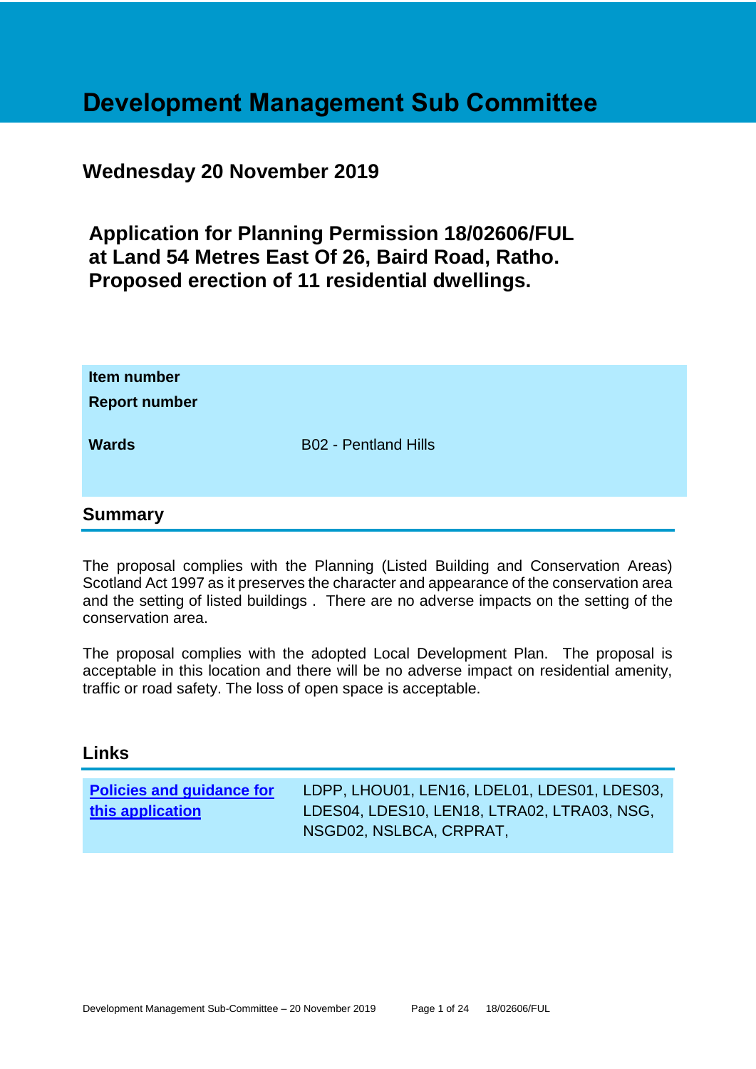# Development Management Sub Committee

## Wednesday 20 November 2019

## Application for Planning Permission 18/02606/FUL at Land 54 Metres East Of 26, Baird Road, Ratho. Proposed erection of 11 residential dwellings.

| | |
|---|---|
| **Item number** | |
| **Report number** | |
| **Wards** | B02 - Pentland Hills |

## Summary

The proposal complies with the Planning (Listed Building and Conservation Areas) Scotland Act 1997 as it preserves the character and appearance of the conservation area and the setting of listed buildings . There are no adverse impacts on the setting of the conservation area.

The proposal complies with the adopted Local Development Plan. The proposal is acceptable in this location and there will be no adverse impact on residential amenity, traffic or road safety. The loss of open space is acceptable.

## Links

| | |
|---|---|
| **Policies and guidance for this application** | LDPP, LHOU01, LEN16, LDEL01, LDES01, LDES03, LDES04, LDES10, LEN18, LTRA02, LTRA03, NSG, NSGD02, NSLBCA, CRPRAT, |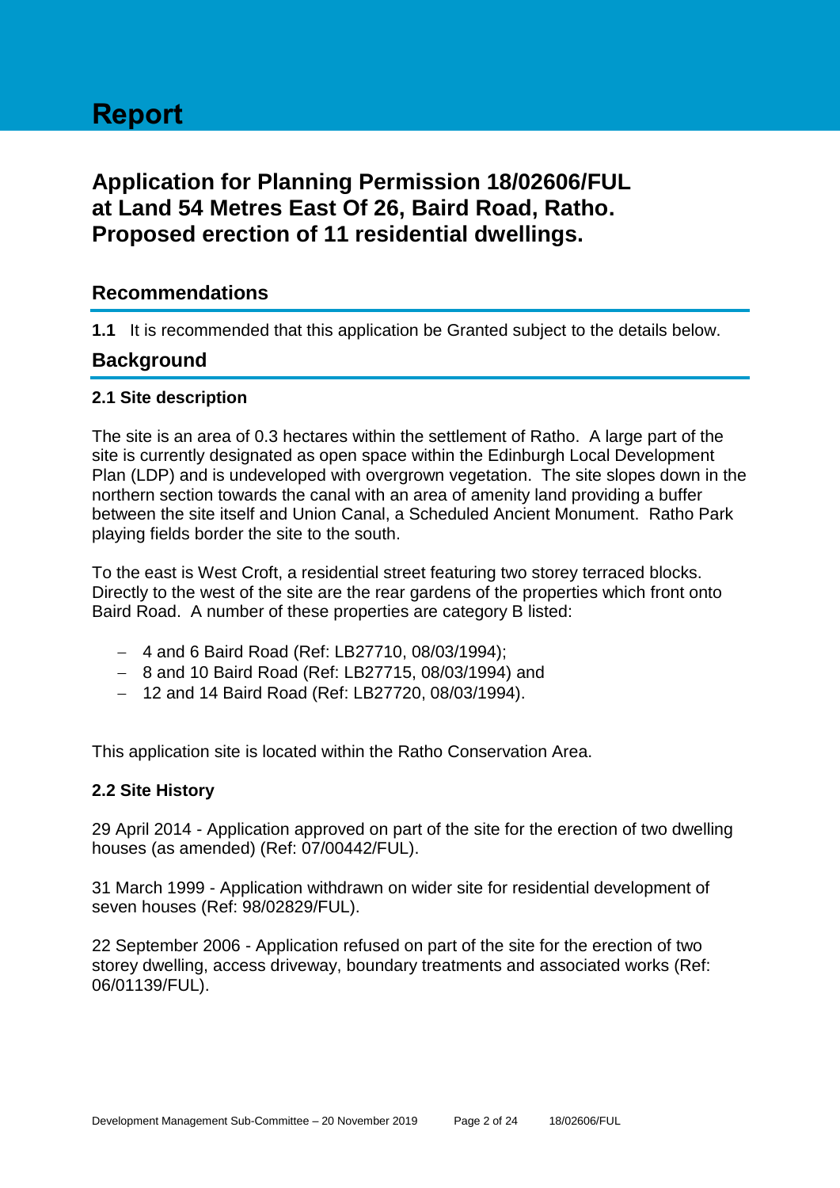# Report

## Application for Planning Permission 18/02606/FUL at Land 54 Metres East Of 26, Baird Road, Ratho. Proposed erection of 11 residential dwellings.

## Recommendations

**1.1** It is recommended that this application be Granted subject to the details below.

## Background

### 2.1 Site description

The site is an area of 0.3 hectares within the settlement of Ratho. A large part of the site is currently designated as open space within the Edinburgh Local Development Plan (LDP) and is undeveloped with overgrown vegetation. The site slopes down in the northern section towards the canal with an area of amenity land providing a buffer between the site itself and Union Canal, a Scheduled Ancient Monument. Ratho Park playing fields border the site to the south.

To the east is West Croft, a residential street featuring two storey terraced blocks. Directly to the west of the site are the rear gardens of the properties which front onto Baird Road. A number of these properties are category B listed:

- 4 and 6 Baird Road (Ref: LB27710, 08/03/1994);
- 8 and 10 Baird Road (Ref: LB27715, 08/03/1994) and
- 12 and 14 Baird Road (Ref: LB27720, 08/03/1994).

This application site is located within the Ratho Conservation Area.

### 2.2 Site History

29 April 2014 - Application approved on part of the site for the erection of two dwelling houses (as amended) (Ref: 07/00442/FUL).

31 March 1999 - Application withdrawn on wider site for residential development of seven houses (Ref: 98/02829/FUL).

22 September 2006 - Application refused on part of the site for the erection of two storey dwelling, access driveway, boundary treatments and associated works (Ref: 06/01139/FUL).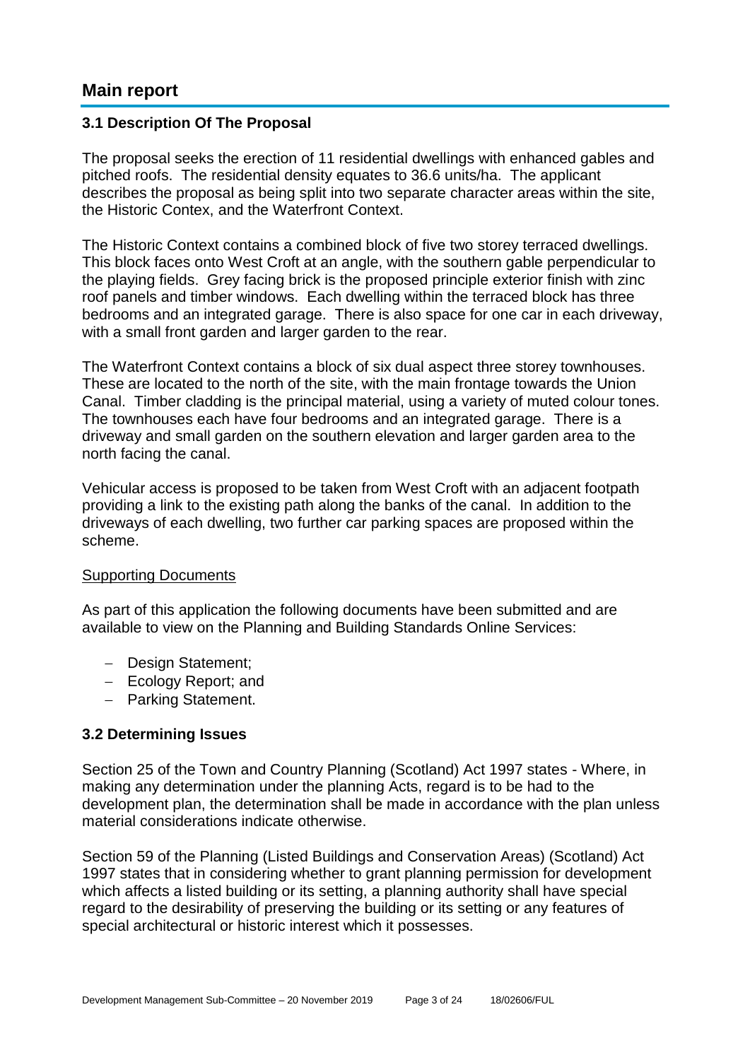# Main report

### 3.1 Description Of The Proposal

The proposal seeks the erection of 11 residential dwellings with enhanced gables and pitched roofs. The residential density equates to 36.6 units/ha. The applicant describes the proposal as being split into two separate character areas within the site, the Historic Contex, and the Waterfront Context.

The Historic Context contains a combined block of five two storey terraced dwellings. This block faces onto West Croft at an angle, with the southern gable perpendicular to the playing fields. Grey facing brick is the proposed principle exterior finish with zinc roof panels and timber windows. Each dwelling within the terraced block has three bedrooms and an integrated garage. There is also space for one car in each driveway, with a small front garden and larger garden to the rear.

The Waterfront Context contains a block of six dual aspect three storey townhouses. These are located to the north of the site, with the main frontage towards the Union Canal. Timber cladding is the principal material, using a variety of muted colour tones. The townhouses each have four bedrooms and an integrated garage. There is a driveway and small garden on the southern elevation and larger garden area to the north facing the canal.

Vehicular access is proposed to be taken from West Croft with an adjacent footpath providing a link to the existing path along the banks of the canal. In addition to the driveways of each dwelling, two further car parking spaces are proposed within the scheme.

<u>Supporting Documents</u>

As part of this application the following documents have been submitted and are available to view on the Planning and Building Standards Online Services:

- Design Statement;
- Ecology Report; and
- Parking Statement.

### 3.2 Determining Issues

Section 25 of the Town and Country Planning (Scotland) Act 1997 states - Where, in making any determination under the planning Acts, regard is to be had to the development plan, the determination shall be made in accordance with the plan unless material considerations indicate otherwise.

Section 59 of the Planning (Listed Buildings and Conservation Areas) (Scotland) Act 1997 states that in considering whether to grant planning permission for development which affects a listed building or its setting, a planning authority shall have special regard to the desirability of preserving the building or its setting or any features of special architectural or historic interest which it possesses.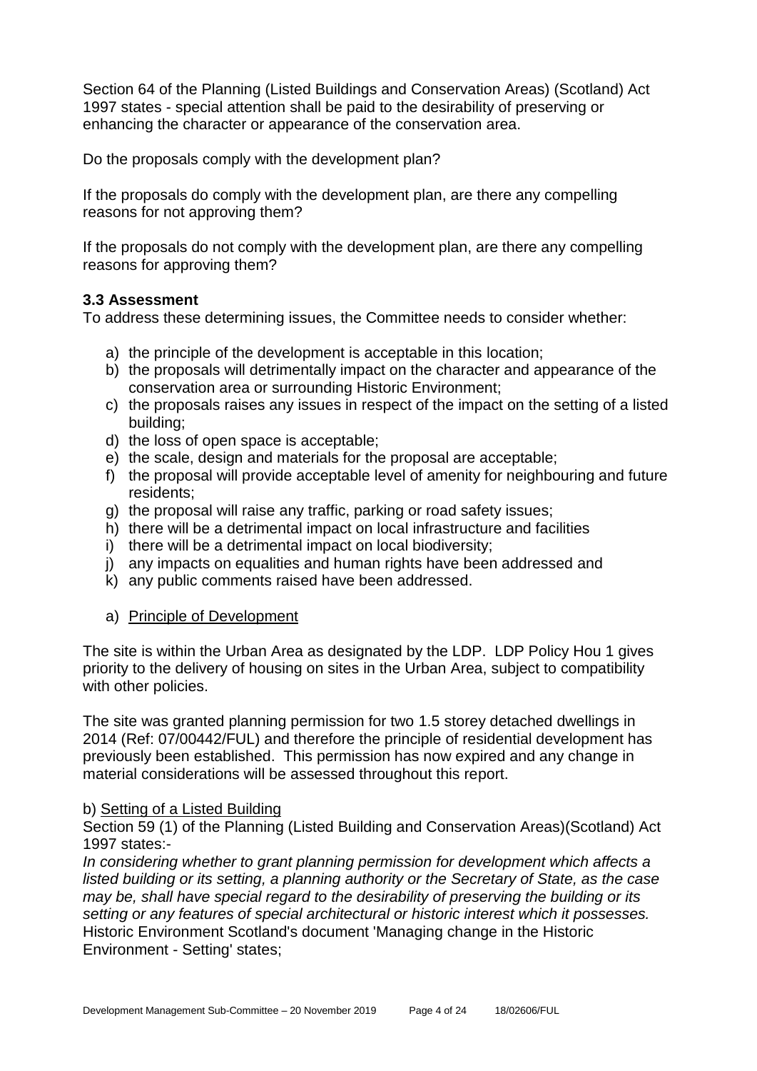Section 64 of the Planning (Listed Buildings and Conservation Areas) (Scotland) Act 1997 states - special attention shall be paid to the desirability of preserving or enhancing the character or appearance of the conservation area.

Do the proposals comply with the development plan?

If the proposals do comply with the development plan, are there any compelling reasons for not approving them?

If the proposals do not comply with the development plan, are there any compelling reasons for approving them?

### 3.3 Assessment

To address these determining issues, the Committee needs to consider whether:

a) the principle of the development is acceptable in this location;
b) the proposals will detrimentally impact on the character and appearance of the conservation area or surrounding Historic Environment;
c) the proposals raises any issues in respect of the impact on the setting of a listed building;
d) the loss of open space is acceptable;
e) the scale, design and materials for the proposal are acceptable;
f) the proposal will provide acceptable level of amenity for neighbouring and future residents;
g) the proposal will raise any traffic, parking or road safety issues;
h) there will be a detrimental impact on local infrastructure and facilities
i) there will be a detrimental impact on local biodiversity;
j) any impacts on equalities and human rights have been addressed and
k) any public comments raised have been addressed.

a) Principle of Development

The site is within the Urban Area as designated by the LDP. LDP Policy Hou 1 gives priority to the delivery of housing on sites in the Urban Area, subject to compatibility with other policies.

The site was granted planning permission for two 1.5 storey detached dwellings in 2014 (Ref: 07/00442/FUL) and therefore the principle of residential development has previously been established. This permission has now expired and any change in material considerations will be assessed throughout this report.

b) Setting of a Listed Building

Section 59 (1) of the Planning (Listed Building and Conservation Areas)(Scotland) Act 1997 states:-

*In considering whether to grant planning permission for development which affects a listed building or its setting, a planning authority or the Secretary of State, as the case may be, shall have special regard to the desirability of preserving the building or its setting or any features of special architectural or historic interest which it possesses.*

Historic Environment Scotland's document 'Managing change in the Historic Environment - Setting' states;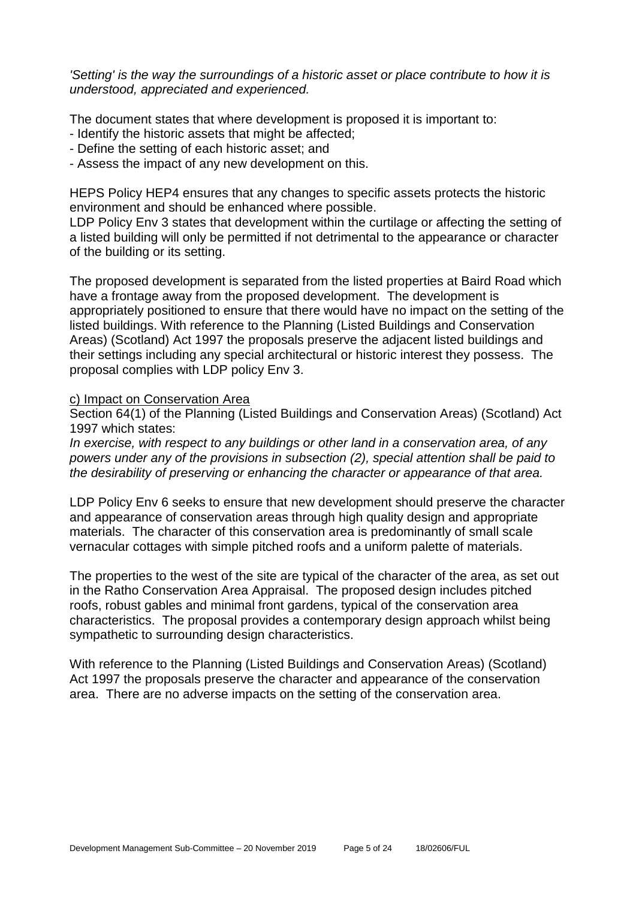*'Setting' is the way the surroundings of a historic asset or place contribute to how it is understood, appreciated and experienced.*

The document states that where development is proposed it is important to:
- Identify the historic assets that might be affected;
- Define the setting of each historic asset; and
- Assess the impact of any new development on this.

HEPS Policy HEP4 ensures that any changes to specific assets protects the historic environment and should be enhanced where possible.
LDP Policy Env 3 states that development within the curtilage or affecting the setting of a listed building will only be permitted if not detrimental to the appearance or character of the building or its setting.

The proposed development is separated from the listed properties at Baird Road which have a frontage away from the proposed development. The development is appropriately positioned to ensure that there would have no impact on the setting of the listed buildings. With reference to the Planning (Listed Buildings and Conservation Areas) (Scotland) Act 1997 the proposals preserve the adjacent listed buildings and their settings including any special architectural or historic interest they possess. The proposal complies with LDP policy Env 3.

c) Impact on Conservation Area

Section 64(1) of the Planning (Listed Buildings and Conservation Areas) (Scotland) Act 1997 which states:
*In exercise, with respect to any buildings or other land in a conservation area, of any powers under any of the provisions in subsection (2), special attention shall be paid to the desirability of preserving or enhancing the character or appearance of that area.*

LDP Policy Env 6 seeks to ensure that new development should preserve the character and appearance of conservation areas through high quality design and appropriate materials. The character of this conservation area is predominantly of small scale vernacular cottages with simple pitched roofs and a uniform palette of materials.

The properties to the west of the site are typical of the character of the area, as set out in the Ratho Conservation Area Appraisal. The proposed design includes pitched roofs, robust gables and minimal front gardens, typical of the conservation area characteristics. The proposal provides a contemporary design approach whilst being sympathetic to surrounding design characteristics.

With reference to the Planning (Listed Buildings and Conservation Areas) (Scotland) Act 1997 the proposals preserve the character and appearance of the conservation area. There are no adverse impacts on the setting of the conservation area.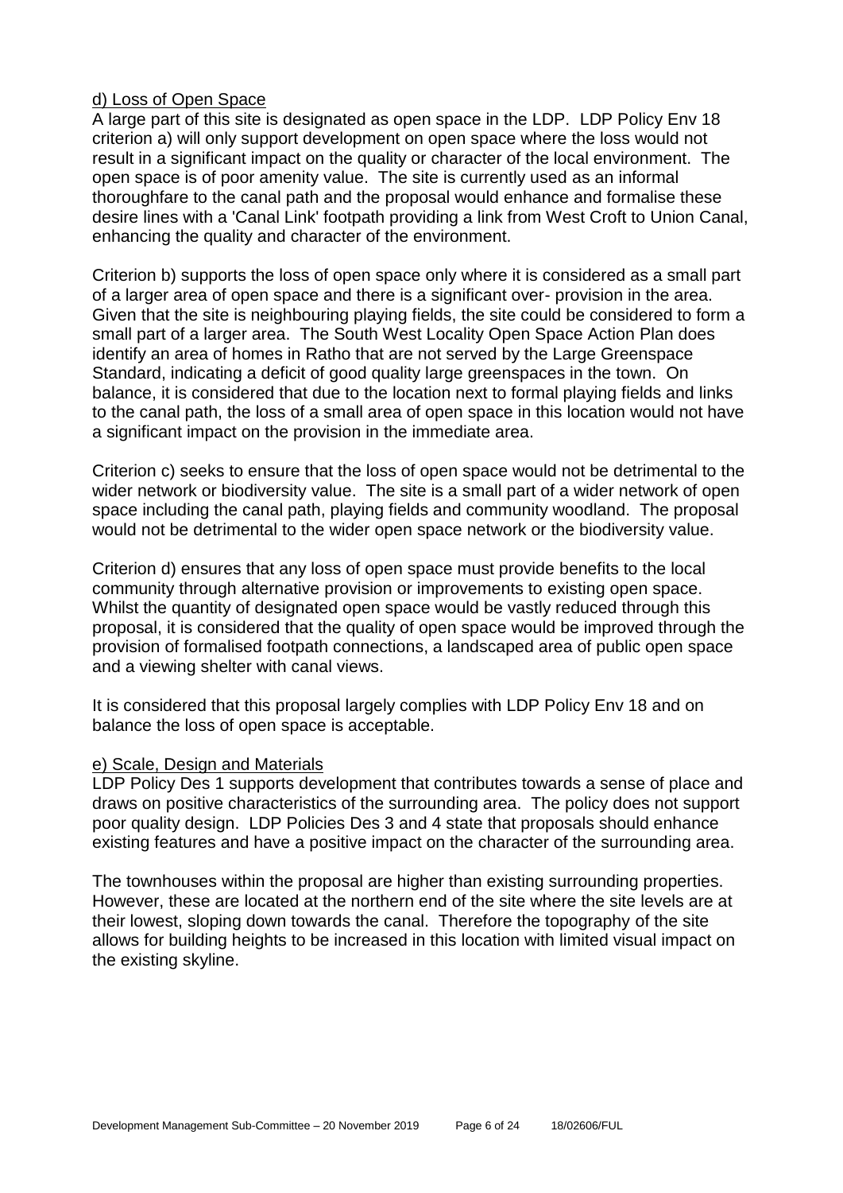d) Loss of Open Space

A large part of this site is designated as open space in the LDP. LDP Policy Env 18 criterion a) will only support development on open space where the loss would not result in a significant impact on the quality or character of the local environment. The open space is of poor amenity value. The site is currently used as an informal thoroughfare to the canal path and the proposal would enhance and formalise these desire lines with a 'Canal Link' footpath providing a link from West Croft to Union Canal, enhancing the quality and character of the environment.

Criterion b) supports the loss of open space only where it is considered as a small part of a larger area of open space and there is a significant over- provision in the area. Given that the site is neighbouring playing fields, the site could be considered to form a small part of a larger area. The South West Locality Open Space Action Plan does identify an area of homes in Ratho that are not served by the Large Greenspace Standard, indicating a deficit of good quality large greenspaces in the town. On balance, it is considered that due to the location next to formal playing fields and links to the canal path, the loss of a small area of open space in this location would not have a significant impact on the provision in the immediate area.

Criterion c) seeks to ensure that the loss of open space would not be detrimental to the wider network or biodiversity value. The site is a small part of a wider network of open space including the canal path, playing fields and community woodland. The proposal would not be detrimental to the wider open space network or the biodiversity value.

Criterion d) ensures that any loss of open space must provide benefits to the local community through alternative provision or improvements to existing open space. Whilst the quantity of designated open space would be vastly reduced through this proposal, it is considered that the quality of open space would be improved through the provision of formalised footpath connections, a landscaped area of public open space and a viewing shelter with canal views.

It is considered that this proposal largely complies with LDP Policy Env 18 and on balance the loss of open space is acceptable.

e) Scale, Design and Materials

LDP Policy Des 1 supports development that contributes towards a sense of place and draws on positive characteristics of the surrounding area. The policy does not support poor quality design. LDP Policies Des 3 and 4 state that proposals should enhance existing features and have a positive impact on the character of the surrounding area.

The townhouses within the proposal are higher than existing surrounding properties. However, these are located at the northern end of the site where the site levels are at their lowest, sloping down towards the canal. Therefore the topography of the site allows for building heights to be increased in this location with limited visual impact on the existing skyline.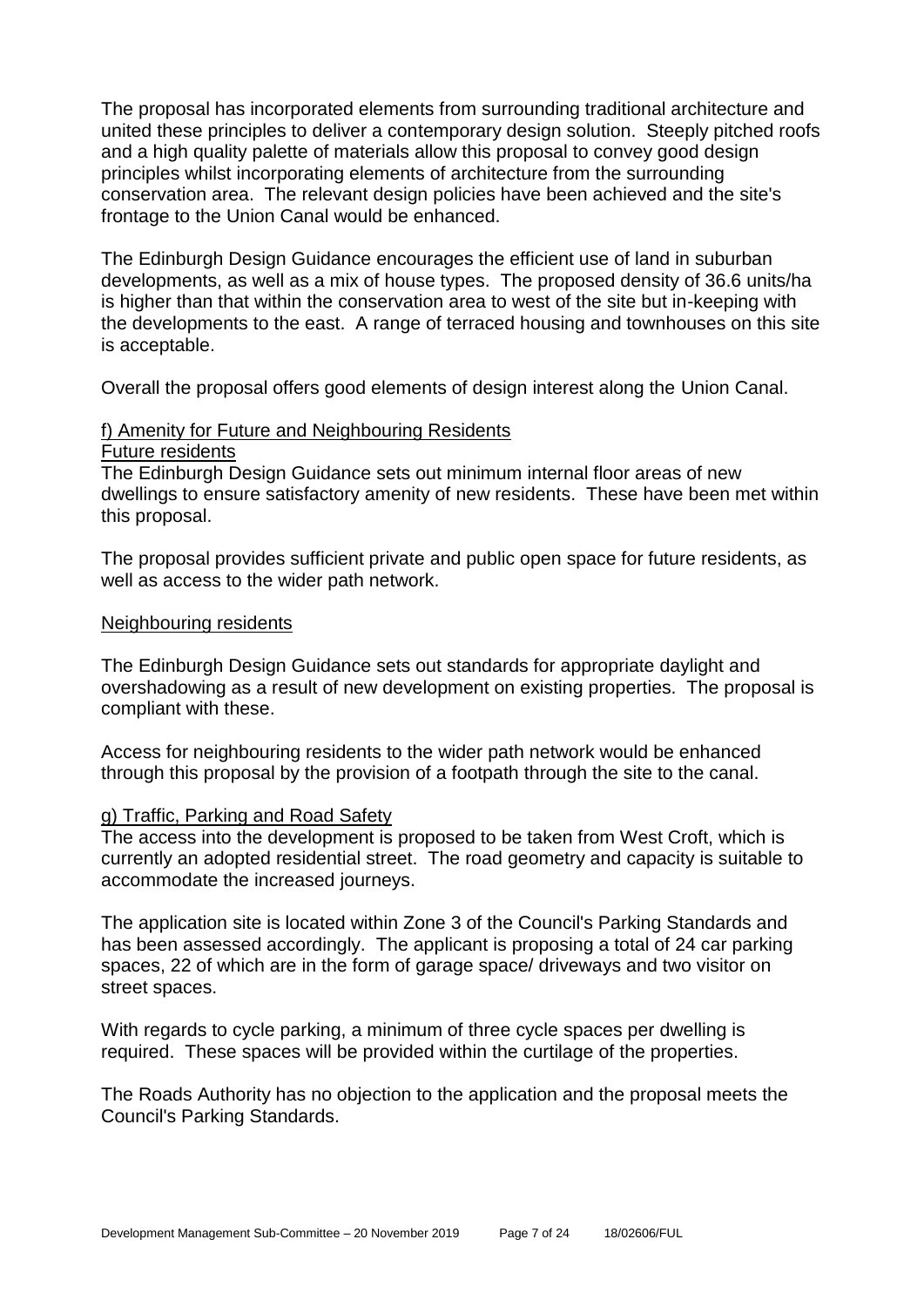The proposal has incorporated elements from surrounding traditional architecture and united these principles to deliver a contemporary design solution. Steeply pitched roofs and a high quality palette of materials allow this proposal to convey good design principles whilst incorporating elements of architecture from the surrounding conservation area. The relevant design policies have been achieved and the site's frontage to the Union Canal would be enhanced.

The Edinburgh Design Guidance encourages the efficient use of land in suburban developments, as well as a mix of house types. The proposed density of 36.6 units/ha is higher than that within the conservation area to west of the site but in-keeping with the developments to the east. A range of terraced housing and townhouses on this site is acceptable.

Overall the proposal offers good elements of design interest along the Union Canal.

### f) Amenity for Future and Neighbouring Residents

#### Future residents

The Edinburgh Design Guidance sets out minimum internal floor areas of new dwellings to ensure satisfactory amenity of new residents. These have been met within this proposal.

The proposal provides sufficient private and public open space for future residents, as well as access to the wider path network.

#### Neighbouring residents

The Edinburgh Design Guidance sets out standards for appropriate daylight and overshadowing as a result of new development on existing properties. The proposal is compliant with these.

Access for neighbouring residents to the wider path network would be enhanced through this proposal by the provision of a footpath through the site to the canal.

### g) Traffic, Parking and Road Safety

The access into the development is proposed to be taken from West Croft, which is currently an adopted residential street. The road geometry and capacity is suitable to accommodate the increased journeys.

The application site is located within Zone 3 of the Council's Parking Standards and has been assessed accordingly. The applicant is proposing a total of 24 car parking spaces, 22 of which are in the form of garage space/ driveways and two visitor on street spaces.

With regards to cycle parking, a minimum of three cycle spaces per dwelling is required. These spaces will be provided within the curtilage of the properties.

The Roads Authority has no objection to the application and the proposal meets the Council's Parking Standards.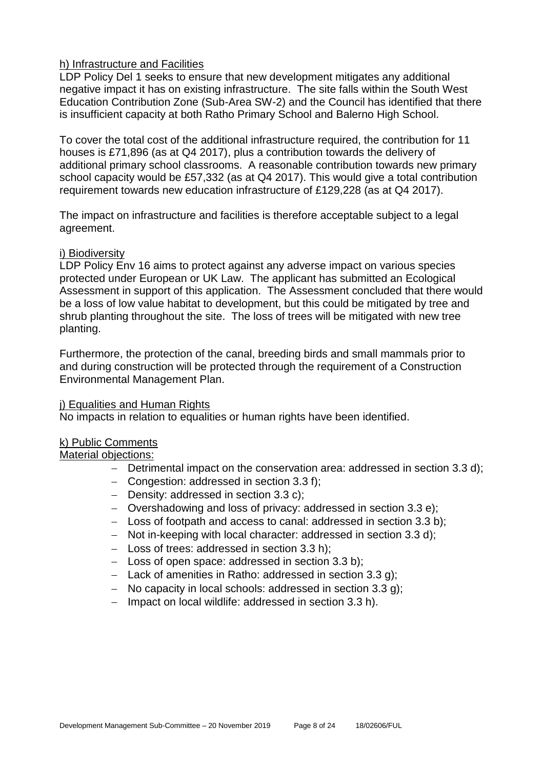h) Infrastructure and Facilities

LDP Policy Del 1 seeks to ensure that new development mitigates any additional negative impact it has on existing infrastructure. The site falls within the South West Education Contribution Zone (Sub-Area SW-2) and the Council has identified that there is insufficient capacity at both Ratho Primary School and Balerno High School.

To cover the total cost of the additional infrastructure required, the contribution for 11 houses is £71,896 (as at Q4 2017), plus a contribution towards the delivery of additional primary school classrooms. A reasonable contribution towards new primary school capacity would be £57,332 (as at Q4 2017). This would give a total contribution requirement towards new education infrastructure of £129,228 (as at Q4 2017).

The impact on infrastructure and facilities is therefore acceptable subject to a legal agreement.

i) Biodiversity

LDP Policy Env 16 aims to protect against any adverse impact on various species protected under European or UK Law. The applicant has submitted an Ecological Assessment in support of this application. The Assessment concluded that there would be a loss of low value habitat to development, but this could be mitigated by tree and shrub planting throughout the site. The loss of trees will be mitigated with new tree planting.

Furthermore, the protection of the canal, breeding birds and small mammals prior to and during construction will be protected through the requirement of a Construction Environmental Management Plan.

j) Equalities and Human Rights

No impacts in relation to equalities or human rights have been identified.

k) Public Comments

Material objections:

- Detrimental impact on the conservation area: addressed in section 3.3 d);
- Congestion: addressed in section 3.3 f);
- Density: addressed in section 3.3 c);
- Overshadowing and loss of privacy: addressed in section 3.3 e);
- Loss of footpath and access to canal: addressed in section 3.3 b);
- Not in-keeping with local character: addressed in section 3.3 d);
- Loss of trees: addressed in section 3.3 h);
- Loss of open space: addressed in section 3.3 b);
- Lack of amenities in Ratho: addressed in section 3.3 g);
- No capacity in local schools: addressed in section 3.3 g);
- Impact on local wildlife: addressed in section 3.3 h).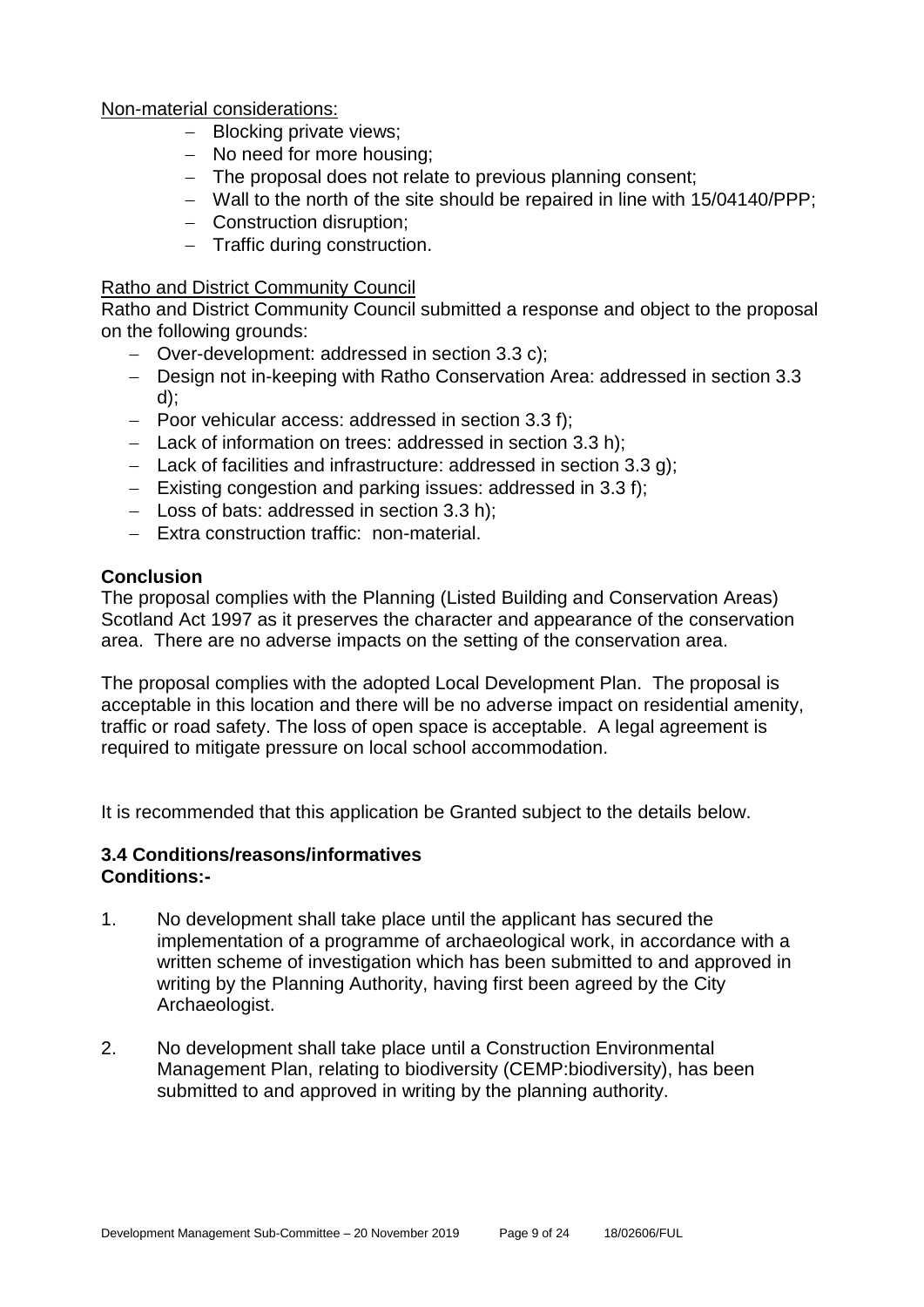Non-material considerations:

- Blocking private views;
- No need for more housing;
- The proposal does not relate to previous planning consent;
- Wall to the north of the site should be repaired in line with 15/04140/PPP;
- Construction disruption;
- Traffic during construction.

Ratho and District Community Council

Ratho and District Community Council submitted a response and object to the proposal on the following grounds:

- Over-development: addressed in section 3.3 c);
- Design not in-keeping with Ratho Conservation Area: addressed in section 3.3 d);
- Poor vehicular access: addressed in section 3.3 f);
- Lack of information on trees: addressed in section 3.3 h);
- Lack of facilities and infrastructure: addressed in section 3.3 g);
- Existing congestion and parking issues: addressed in 3.3 f);
- Loss of bats: addressed in section 3.3 h);
- Extra construction traffic: non-material.

**Conclusion**

The proposal complies with the Planning (Listed Building and Conservation Areas) Scotland Act 1997 as it preserves the character and appearance of the conservation area. There are no adverse impacts on the setting of the conservation area.

The proposal complies with the adopted Local Development Plan. The proposal is acceptable in this location and there will be no adverse impact on residential amenity, traffic or road safety. The loss of open space is acceptable. A legal agreement is required to mitigate pressure on local school accommodation.

It is recommended that this application be Granted subject to the details below.

### 3.4 Conditions/reasons/informatives

**Conditions:-**

1. No development shall take place until the applicant has secured the implementation of a programme of archaeological work, in accordance with a written scheme of investigation which has been submitted to and approved in writing by the Planning Authority, having first been agreed by the City Archaeologist.

2. No development shall take place until a Construction Environmental Management Plan, relating to biodiversity (CEMP:biodiversity), has been submitted to and approved in writing by the planning authority.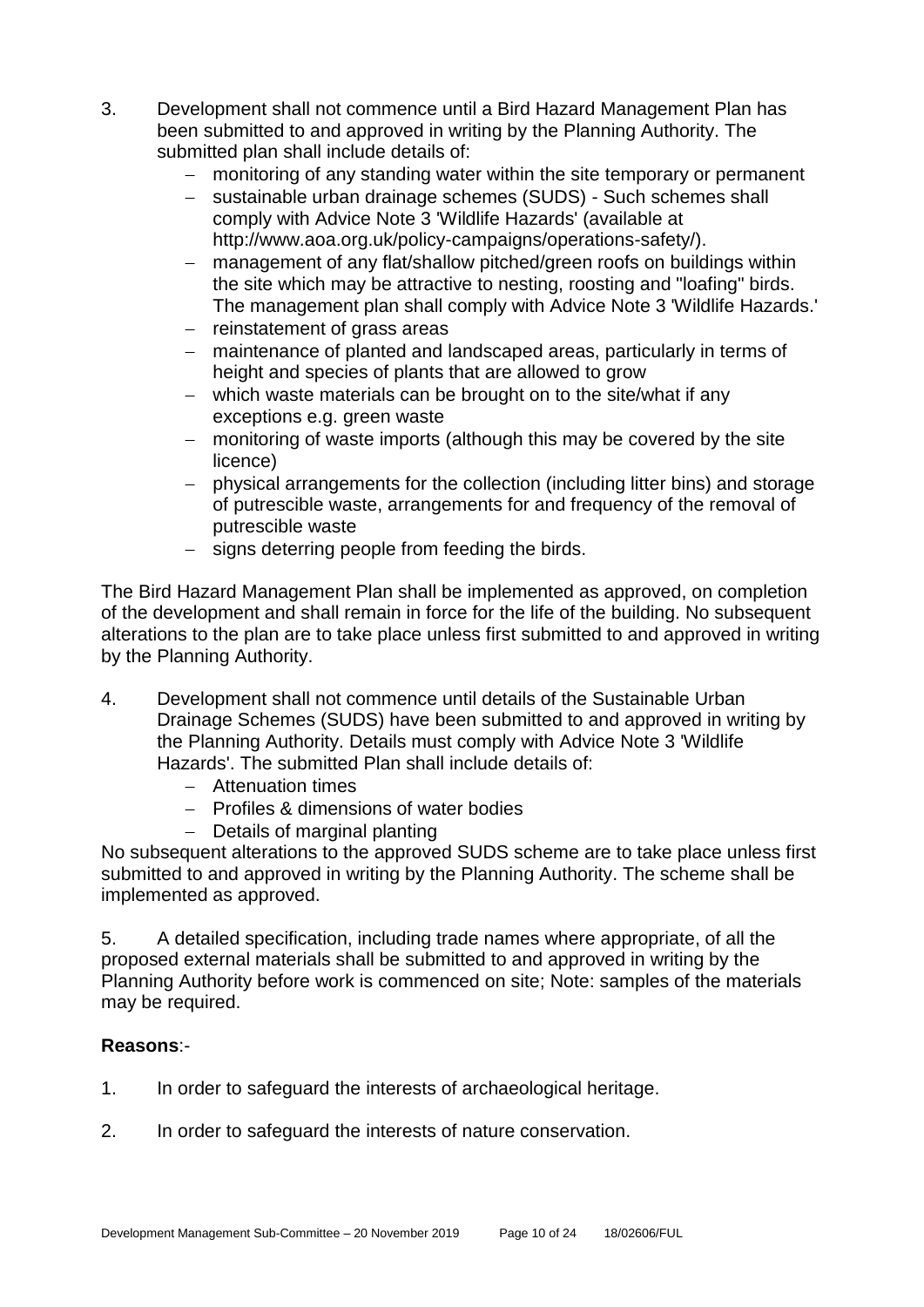3. Development shall not commence until a Bird Hazard Management Plan has been submitted to and approved in writing by the Planning Authority. The submitted plan shall include details of:
   - monitoring of any standing water within the site temporary or permanent
   - sustainable urban drainage schemes (SUDS) - Such schemes shall comply with Advice Note 3 'Wildlife Hazards' (available at http://www.aoa.org.uk/policy-campaigns/operations-safety/).
   - management of any flat/shallow pitched/green roofs on buildings within the site which may be attractive to nesting, roosting and "loafing" birds. The management plan shall comply with Advice Note 3 'Wildlife Hazards.'
   - reinstatement of grass areas
   - maintenance of planted and landscaped areas, particularly in terms of height and species of plants that are allowed to grow
   - which waste materials can be brought on to the site/what if any exceptions e.g. green waste
   - monitoring of waste imports (although this may be covered by the site licence)
   - physical arrangements for the collection (including litter bins) and storage of putrescible waste, arrangements for and frequency of the removal of putrescible waste
   - signs deterring people from feeding the birds.

The Bird Hazard Management Plan shall be implemented as approved, on completion of the development and shall remain in force for the life of the building. No subsequent alterations to the plan are to take place unless first submitted to and approved in writing by the Planning Authority.

4. Development shall not commence until details of the Sustainable Urban Drainage Schemes (SUDS) have been submitted to and approved in writing by the Planning Authority. Details must comply with Advice Note 3 'Wildlife Hazards'. The submitted Plan shall include details of:
   - Attenuation times
   - Profiles & dimensions of water bodies
   - Details of marginal planting

No subsequent alterations to the approved SUDS scheme are to take place unless first submitted to and approved in writing by the Planning Authority. The scheme shall be implemented as approved.

5. A detailed specification, including trade names where appropriate, of all the proposed external materials shall be submitted to and approved in writing by the Planning Authority before work is commenced on site; Note: samples of the materials may be required.

**Reasons**:-

1. In order to safeguard the interests of archaeological heritage.

2. In order to safeguard the interests of nature conservation.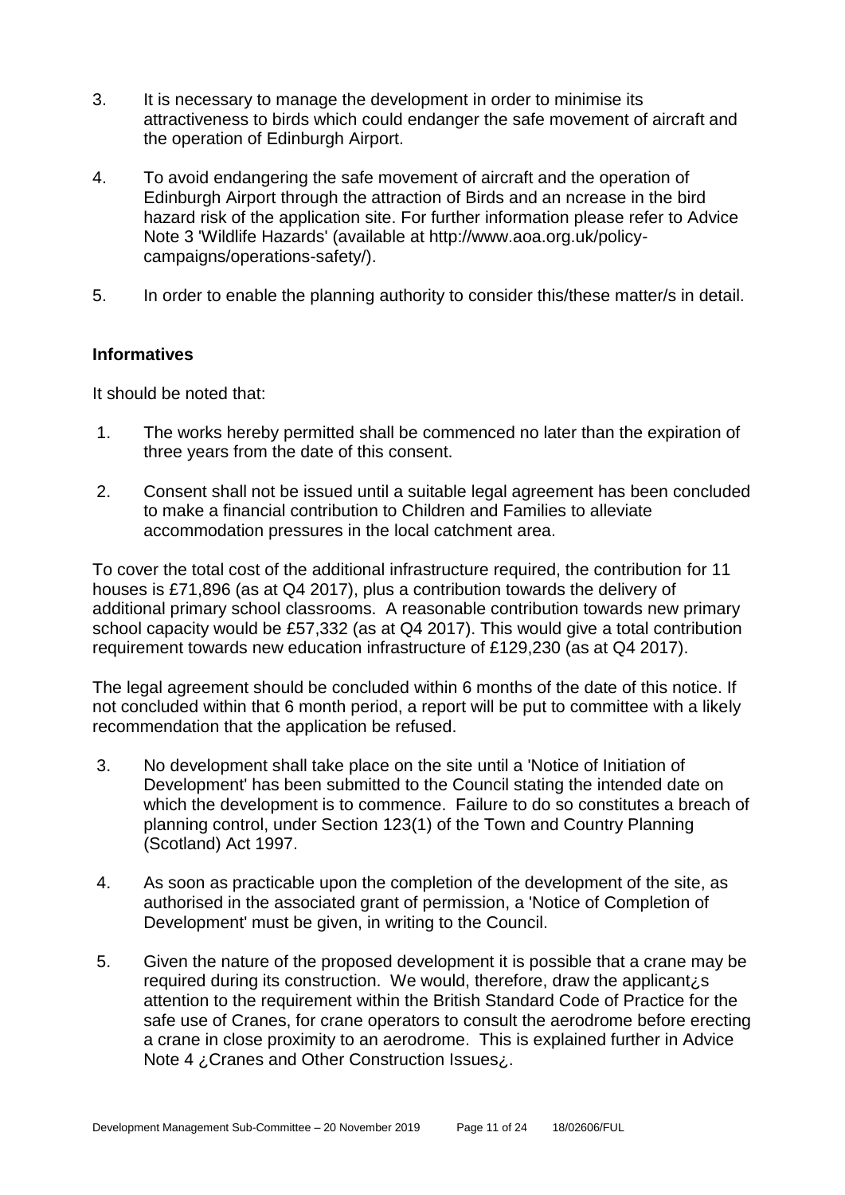3. It is necessary to manage the development in order to minimise its attractiveness to birds which could endanger the safe movement of aircraft and the operation of Edinburgh Airport.

4. To avoid endangering the safe movement of aircraft and the operation of Edinburgh Airport through the attraction of Birds and an ncrease in the bird hazard risk of the application site. For further information please refer to Advice Note 3 'Wildlife Hazards' (available at http://www.aoa.org.uk/policy-campaigns/operations-safety/).

5. In order to enable the planning authority to consider this/these matter/s in detail.

### Informatives

It should be noted that:

1. The works hereby permitted shall be commenced no later than the expiration of three years from the date of this consent.

2. Consent shall not be issued until a suitable legal agreement has been concluded to make a financial contribution to Children and Families to alleviate accommodation pressures in the local catchment area.

To cover the total cost of the additional infrastructure required, the contribution for 11 houses is £71,896 (as at Q4 2017), plus a contribution towards the delivery of additional primary school classrooms. A reasonable contribution towards new primary school capacity would be £57,332 (as at Q4 2017). This would give a total contribution requirement towards new education infrastructure of £129,230 (as at Q4 2017).

The legal agreement should be concluded within 6 months of the date of this notice. If not concluded within that 6 month period, a report will be put to committee with a likely recommendation that the application be refused.

3. No development shall take place on the site until a 'Notice of Initiation of Development' has been submitted to the Council stating the intended date on which the development is to commence. Failure to do so constitutes a breach of planning control, under Section 123(1) of the Town and Country Planning (Scotland) Act 1997.

4. As soon as practicable upon the completion of the development of the site, as authorised in the associated grant of permission, a 'Notice of Completion of Development' must be given, in writing to the Council.

5. Given the nature of the proposed development it is possible that a crane may be required during its construction. We would, therefore, draw the applicant¿s attention to the requirement within the British Standard Code of Practice for the safe use of Cranes, for crane operators to consult the aerodrome before erecting a crane in close proximity to an aerodrome. This is explained further in Advice Note 4 ¿Cranes and Other Construction Issues¿.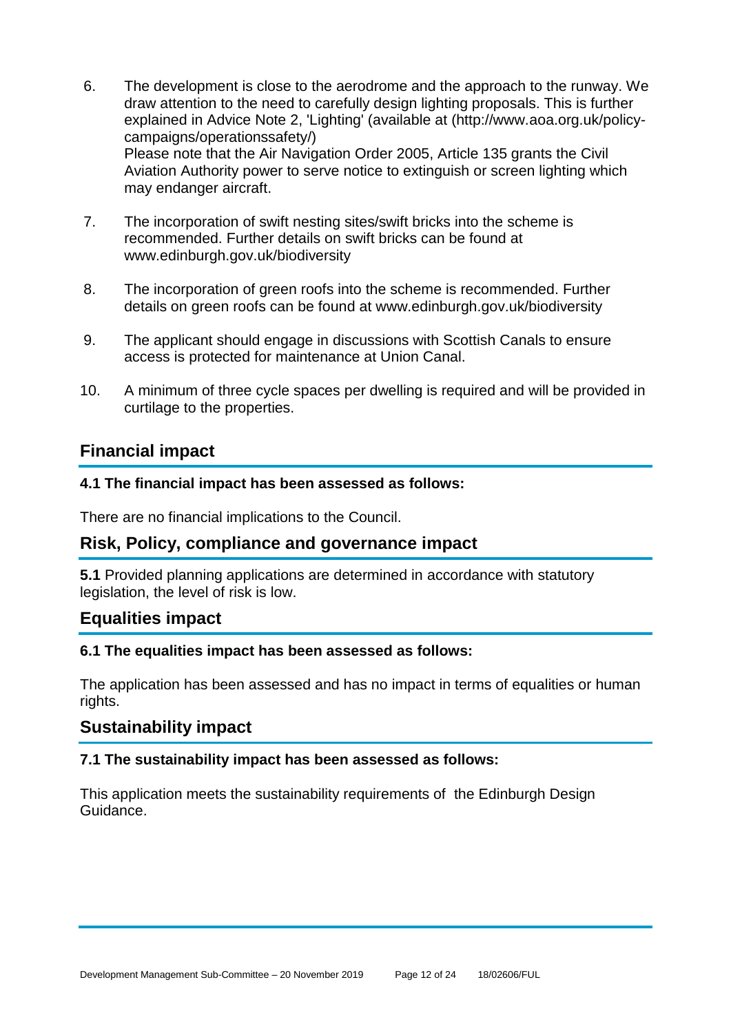6. The development is close to the aerodrome and the approach to the runway. We draw attention to the need to carefully design lighting proposals. This is further explained in Advice Note 2, 'Lighting' (available at (http://www.aoa.org.uk/policy-campaigns/operationssafety/)
   Please note that the Air Navigation Order 2005, Article 135 grants the Civil Aviation Authority power to serve notice to extinguish or screen lighting which may endanger aircraft.

7. The incorporation of swift nesting sites/swift bricks into the scheme is recommended. Further details on swift bricks can be found at www.edinburgh.gov.uk/biodiversity

8. The incorporation of green roofs into the scheme is recommended. Further details on green roofs can be found at www.edinburgh.gov.uk/biodiversity

9. The applicant should engage in discussions with Scottish Canals to ensure access is protected for maintenance at Union Canal.

10. A minimum of three cycle spaces per dwelling is required and will be provided in curtilage to the properties.

## Financial impact

**4.1 The financial impact has been assessed as follows:**

There are no financial implications to the Council.

## Risk, Policy, compliance and governance impact

**5.1** Provided planning applications are determined in accordance with statutory legislation, the level of risk is low.

## Equalities impact

**6.1 The equalities impact has been assessed as follows:**

The application has been assessed and has no impact in terms of equalities or human rights.

## Sustainability impact

**7.1 The sustainability impact has been assessed as follows:**

This application meets the sustainability requirements of the Edinburgh Design Guidance.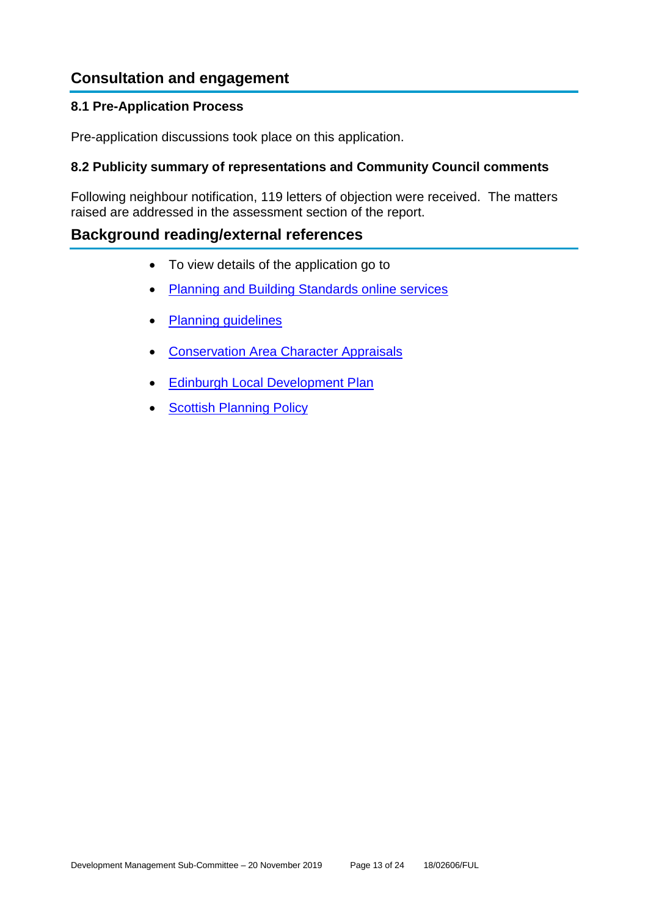## Consultation and engagement

### 8.1 Pre-Application Process

Pre-application discussions took place on this application.

### 8.2 Publicity summary of representations and Community Council comments

Following neighbour notification, 119 letters of objection were received. The matters raised are addressed in the assessment section of the report.

## Background reading/external references

- To view details of the application go to
- Planning and Building Standards online services
- Planning guidelines
- Conservation Area Character Appraisals
- Edinburgh Local Development Plan
- Scottish Planning Policy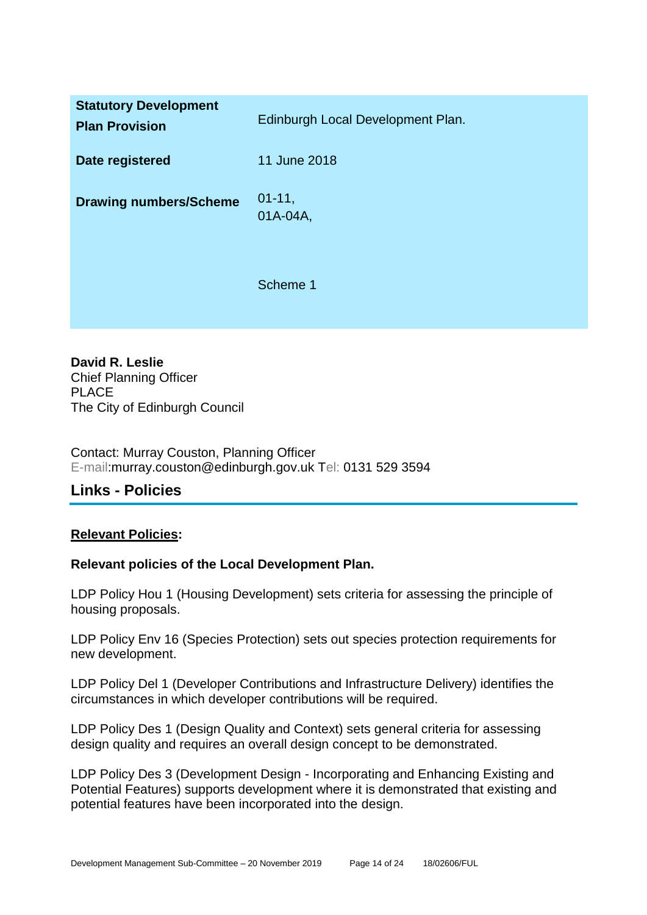| | |
|---|---|
| **Statutory Development Plan Provision** | Edinburgh Local Development Plan. |
| **Date registered** | 11 June 2018 |
| **Drawing numbers/Scheme** | 01-11,<br>01A-04A,<br><br><br>Scheme 1 |

**David R. Leslie**
Chief Planning Officer
PLACE
The City of Edinburgh Council

Contact: Murray Couston, Planning Officer
E-mail:murray.couston@edinburgh.gov.uk Tel: 0131 529 3594

## Links - Policies

**Relevant Policies:**

**Relevant policies of the Local Development Plan.**

LDP Policy Hou 1 (Housing Development) sets criteria for assessing the principle of housing proposals.

LDP Policy Env 16 (Species Protection) sets out species protection requirements for new development.

LDP Policy Del 1 (Developer Contributions and Infrastructure Delivery) identifies the circumstances in which developer contributions will be required.

LDP Policy Des 1 (Design Quality and Context) sets general criteria for assessing design quality and requires an overall design concept to be demonstrated.

LDP Policy Des 3 (Development Design - Incorporating and Enhancing Existing and Potential Features) supports development where it is demonstrated that existing and potential features have been incorporated into the design.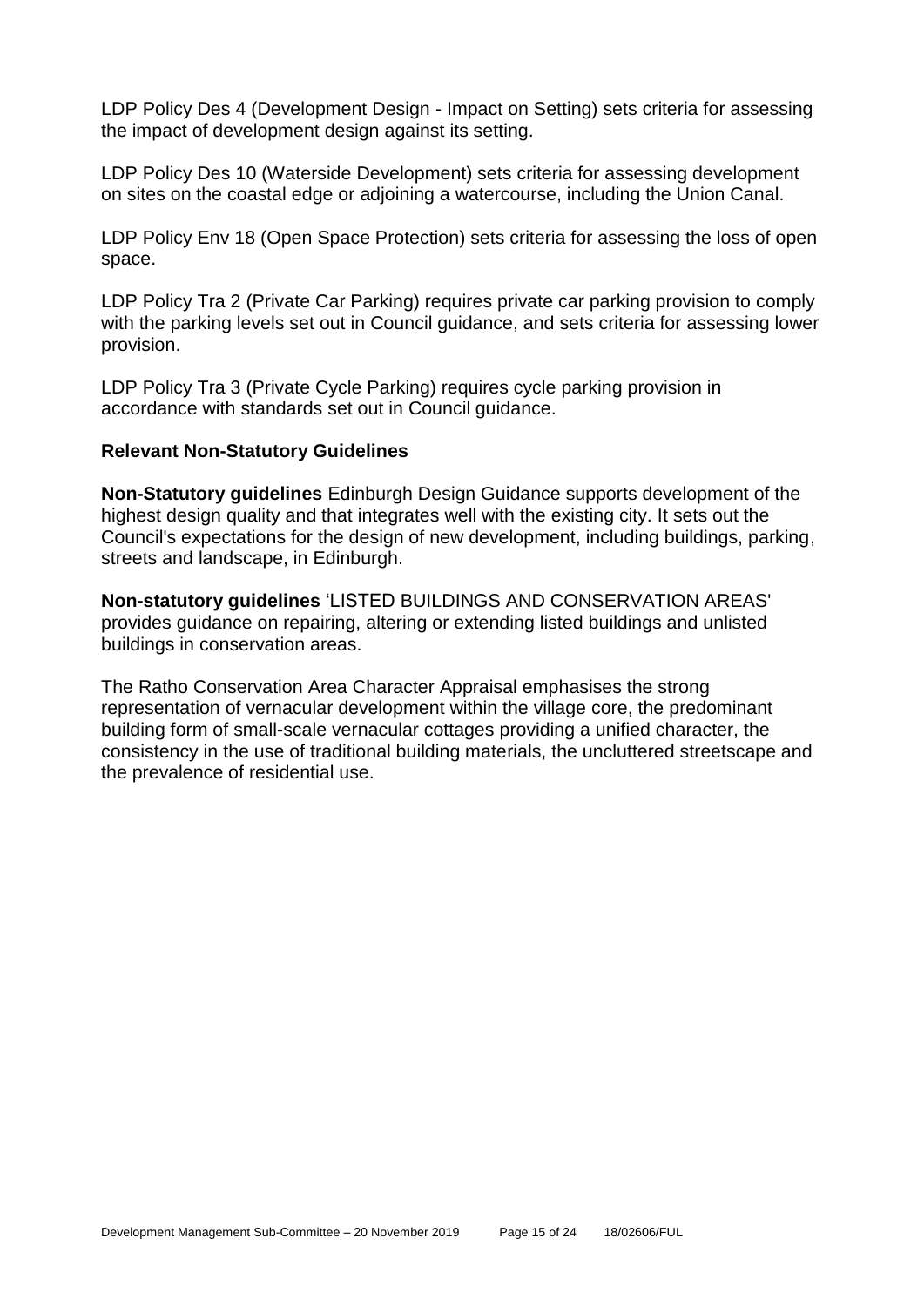LDP Policy Des 4 (Development Design - Impact on Setting) sets criteria for assessing the impact of development design against its setting.

LDP Policy Des 10 (Waterside Development) sets criteria for assessing development on sites on the coastal edge or adjoining a watercourse, including the Union Canal.

LDP Policy Env 18 (Open Space Protection) sets criteria for assessing the loss of open space.

LDP Policy Tra 2 (Private Car Parking) requires private car parking provision to comply with the parking levels set out in Council guidance, and sets criteria for assessing lower provision.

LDP Policy Tra 3 (Private Cycle Parking) requires cycle parking provision in accordance with standards set out in Council guidance.

### Relevant Non-Statutory Guidelines

**Non-Statutory guidelines** Edinburgh Design Guidance supports development of the highest design quality and that integrates well with the existing city. It sets out the Council's expectations for the design of new development, including buildings, parking, streets and landscape, in Edinburgh.

**Non-statutory guidelines** 'LISTED BUILDINGS AND CONSERVATION AREAS' provides guidance on repairing, altering or extending listed buildings and unlisted buildings in conservation areas.

The Ratho Conservation Area Character Appraisal emphasises the strong representation of vernacular development within the village core, the predominant building form of small-scale vernacular cottages providing a unified character, the consistency in the use of traditional building materials, the uncluttered streetscape and the prevalence of residential use.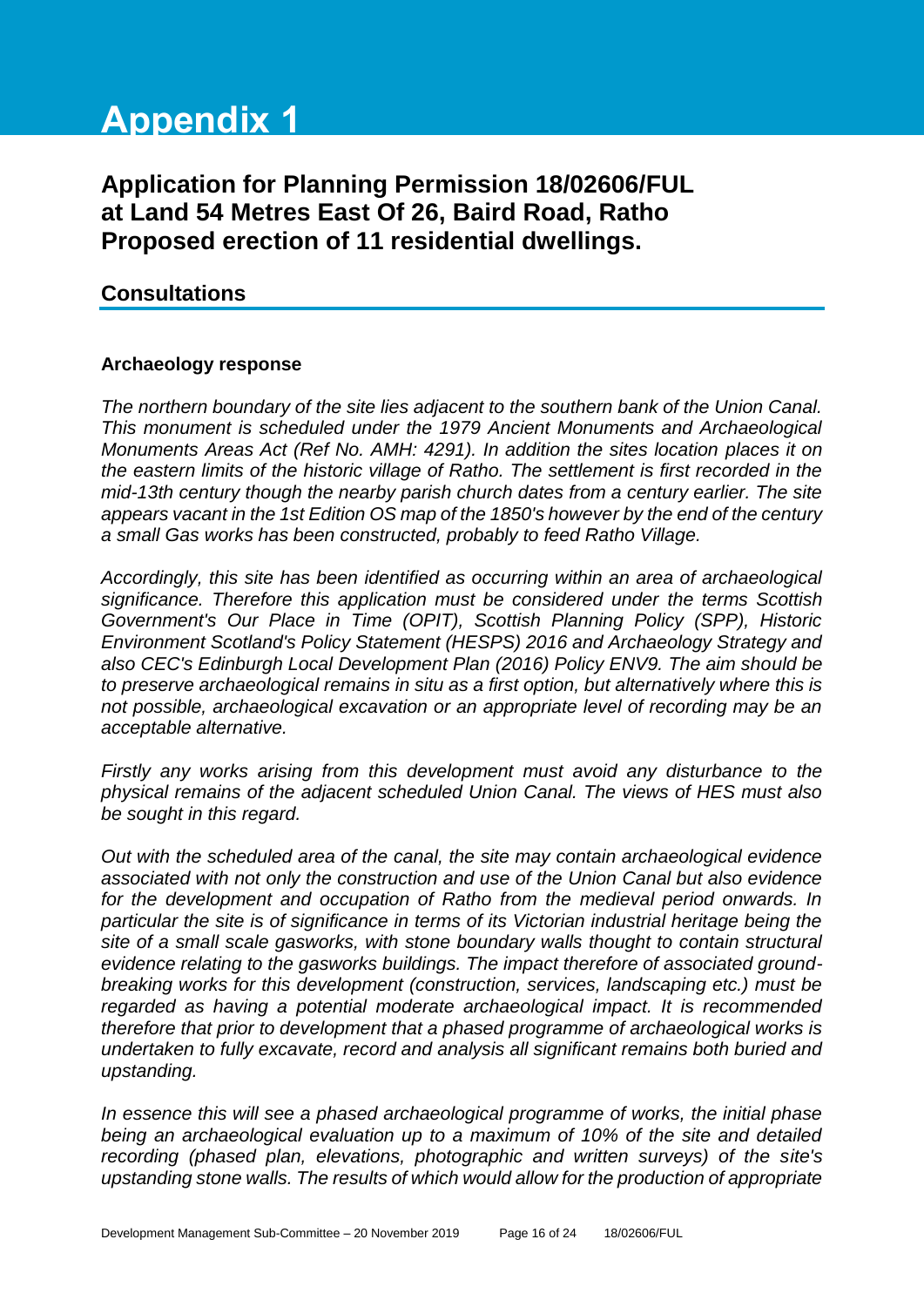# Appendix 1

## Application for Planning Permission 18/02606/FUL at Land 54 Metres East Of 26, Baird Road, Ratho Proposed erection of 11 residential dwellings.

### Consultations

**Archaeology response**

*The northern boundary of the site lies adjacent to the southern bank of the Union Canal. This monument is scheduled under the 1979 Ancient Monuments and Archaeological Monuments Areas Act (Ref No. AMH: 4291). In addition the sites location places it on the eastern limits of the historic village of Ratho. The settlement is first recorded in the mid-13th century though the nearby parish church dates from a century earlier. The site appears vacant in the 1st Edition OS map of the 1850's however by the end of the century a small Gas works has been constructed, probably to feed Ratho Village.*

*Accordingly, this site has been identified as occurring within an area of archaeological significance. Therefore this application must be considered under the terms Scottish Government's Our Place in Time (OPIT), Scottish Planning Policy (SPP), Historic Environment Scotland's Policy Statement (HESPS) 2016 and Archaeology Strategy and also CEC's Edinburgh Local Development Plan (2016) Policy ENV9. The aim should be to preserve archaeological remains in situ as a first option, but alternatively where this is not possible, archaeological excavation or an appropriate level of recording may be an acceptable alternative.*

*Firstly any works arising from this development must avoid any disturbance to the physical remains of the adjacent scheduled Union Canal. The views of HES must also be sought in this regard.*

*Out with the scheduled area of the canal, the site may contain archaeological evidence associated with not only the construction and use of the Union Canal but also evidence for the development and occupation of Ratho from the medieval period onwards. In particular the site is of significance in terms of its Victorian industrial heritage being the site of a small scale gasworks, with stone boundary walls thought to contain structural evidence relating to the gasworks buildings. The impact therefore of associated ground-breaking works for this development (construction, services, landscaping etc.) must be regarded as having a potential moderate archaeological impact. It is recommended therefore that prior to development that a phased programme of archaeological works is undertaken to fully excavate, record and analysis all significant remains both buried and upstanding.*

*In essence this will see a phased archaeological programme of works, the initial phase being an archaeological evaluation up to a maximum of 10% of the site and detailed recording (phased plan, elevations, photographic and written surveys) of the site's upstanding stone walls. The results of which would allow for the production of appropriate*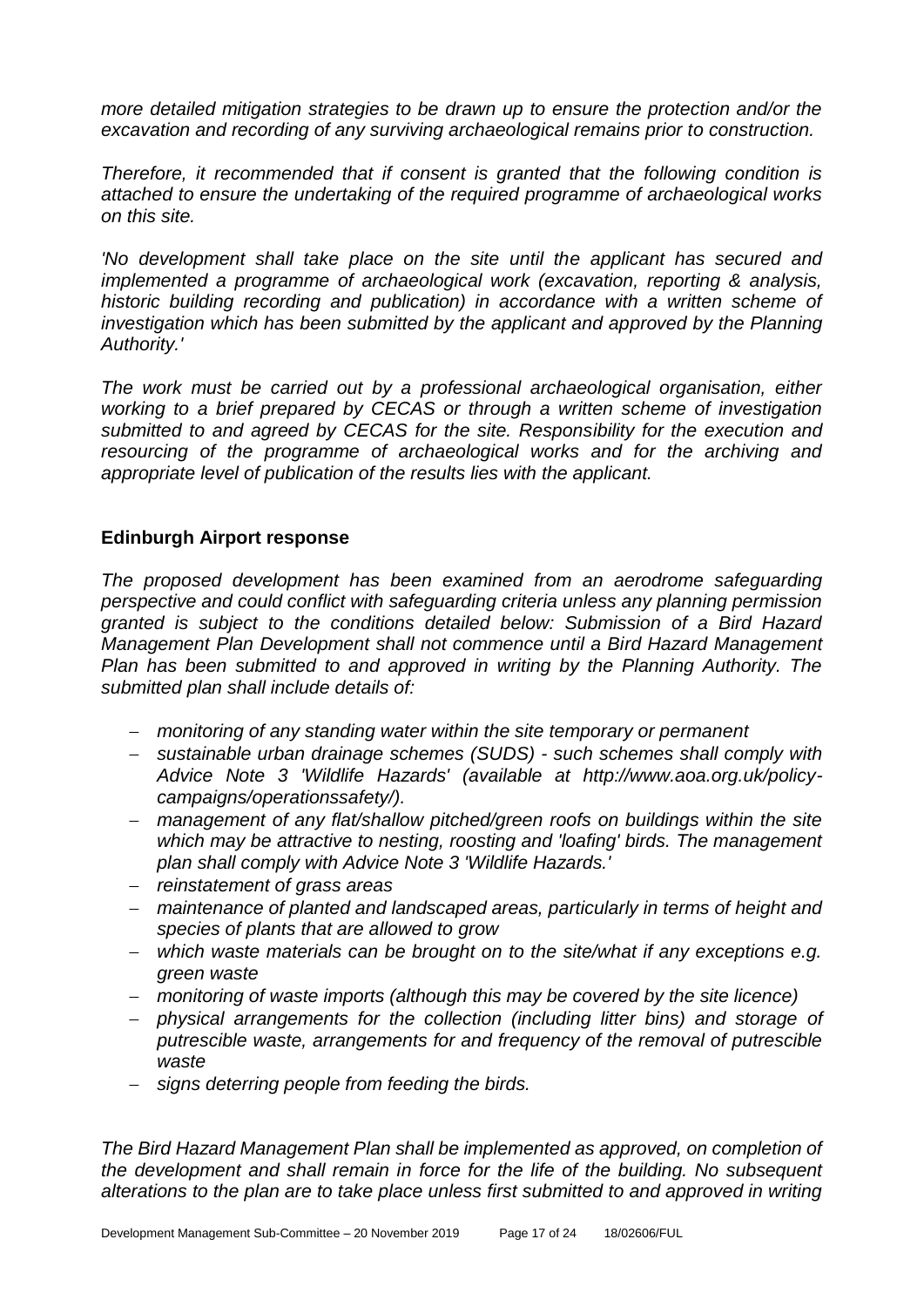*more detailed mitigation strategies to be drawn up to ensure the protection and/or the excavation and recording of any surviving archaeological remains prior to construction.*

*Therefore, it recommended that if consent is granted that the following condition is attached to ensure the undertaking of the required programme of archaeological works on this site.*

*'No development shall take place on the site until the applicant has secured and implemented a programme of archaeological work (excavation, reporting & analysis, historic building recording and publication) in accordance with a written scheme of investigation which has been submitted by the applicant and approved by the Planning Authority.'*

*The work must be carried out by a professional archaeological organisation, either working to a brief prepared by CECAS or through a written scheme of investigation submitted to and agreed by CECAS for the site. Responsibility for the execution and resourcing of the programme of archaeological works and for the archiving and appropriate level of publication of the results lies with the applicant.*

**Edinburgh Airport response**

*The proposed development has been examined from an aerodrome safeguarding perspective and could conflict with safeguarding criteria unless any planning permission granted is subject to the conditions detailed below: Submission of a Bird Hazard Management Plan Development shall not commence until a Bird Hazard Management Plan has been submitted to and approved in writing by the Planning Authority. The submitted plan shall include details of:*

- *monitoring of any standing water within the site temporary or permanent*
- *sustainable urban drainage schemes (SUDS) - such schemes shall comply with Advice Note 3 'Wildlife Hazards' (available at http://www.aoa.org.uk/policy-campaigns/operationssafety/).*
- *management of any flat/shallow pitched/green roofs on buildings within the site which may be attractive to nesting, roosting and 'loafing' birds. The management plan shall comply with Advice Note 3 'Wildlife Hazards.'*
- *reinstatement of grass areas*
- *maintenance of planted and landscaped areas, particularly in terms of height and species of plants that are allowed to grow*
- *which waste materials can be brought on to the site/what if any exceptions e.g. green waste*
- *monitoring of waste imports (although this may be covered by the site licence)*
- *physical arrangements for the collection (including litter bins) and storage of putrescible waste, arrangements for and frequency of the removal of putrescible waste*
- *signs deterring people from feeding the birds.*

*The Bird Hazard Management Plan shall be implemented as approved, on completion of the development and shall remain in force for the life of the building. No subsequent alterations to the plan are to take place unless first submitted to and approved in writing*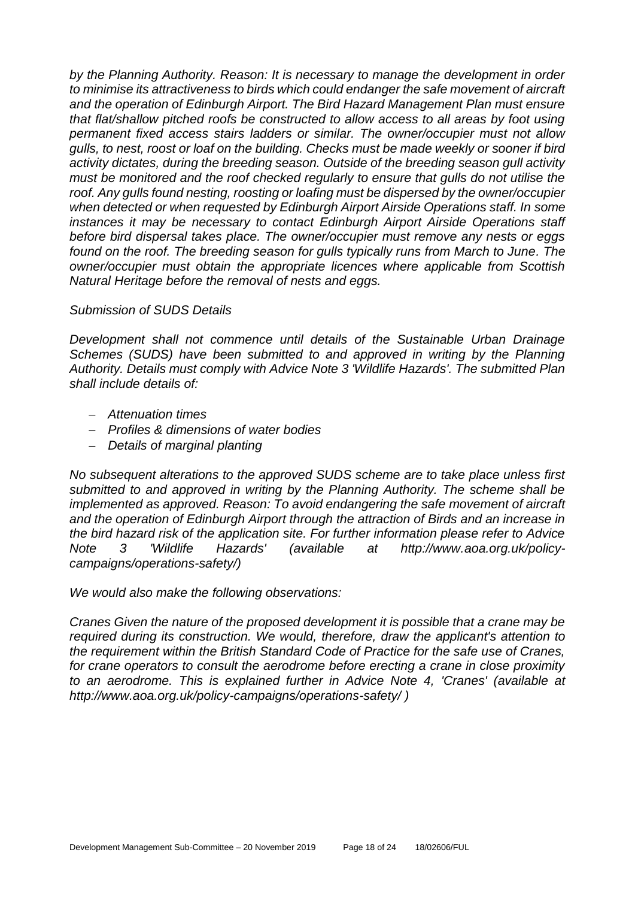*by the Planning Authority. Reason: It is necessary to manage the development in order to minimise its attractiveness to birds which could endanger the safe movement of aircraft and the operation of Edinburgh Airport. The Bird Hazard Management Plan must ensure that flat/shallow pitched roofs be constructed to allow access to all areas by foot using permanent fixed access stairs ladders or similar. The owner/occupier must not allow gulls, to nest, roost or loaf on the building. Checks must be made weekly or sooner if bird activity dictates, during the breeding season. Outside of the breeding season gull activity must be monitored and the roof checked regularly to ensure that gulls do not utilise the roof. Any gulls found nesting, roosting or loafing must be dispersed by the owner/occupier when detected or when requested by Edinburgh Airport Airside Operations staff. In some instances it may be necessary to contact Edinburgh Airport Airside Operations staff before bird dispersal takes place. The owner/occupier must remove any nests or eggs found on the roof. The breeding season for gulls typically runs from March to June. The owner/occupier must obtain the appropriate licences where applicable from Scottish Natural Heritage before the removal of nests and eggs.*

*Submission of SUDS Details*

*Development shall not commence until details of the Sustainable Urban Drainage Schemes (SUDS) have been submitted to and approved in writing by the Planning Authority. Details must comply with Advice Note 3 'Wildlife Hazards'. The submitted Plan shall include details of:*

- *Attenuation times*
- *Profiles & dimensions of water bodies*
- *Details of marginal planting*

*No subsequent alterations to the approved SUDS scheme are to take place unless first submitted to and approved in writing by the Planning Authority. The scheme shall be implemented as approved. Reason: To avoid endangering the safe movement of aircraft and the operation of Edinburgh Airport through the attraction of Birds and an increase in the bird hazard risk of the application site. For further information please refer to Advice Note 3 'Wildlife Hazards' (available at http://www.aoa.org.uk/policy-campaigns/operations-safety/)*

*We would also make the following observations:*

*Cranes Given the nature of the proposed development it is possible that a crane may be required during its construction. We would, therefore, draw the applicant's attention to the requirement within the British Standard Code of Practice for the safe use of Cranes, for crane operators to consult the aerodrome before erecting a crane in close proximity to an aerodrome. This is explained further in Advice Note 4, 'Cranes' (available at http://www.aoa.org.uk/policy-campaigns/operations-safety/ )*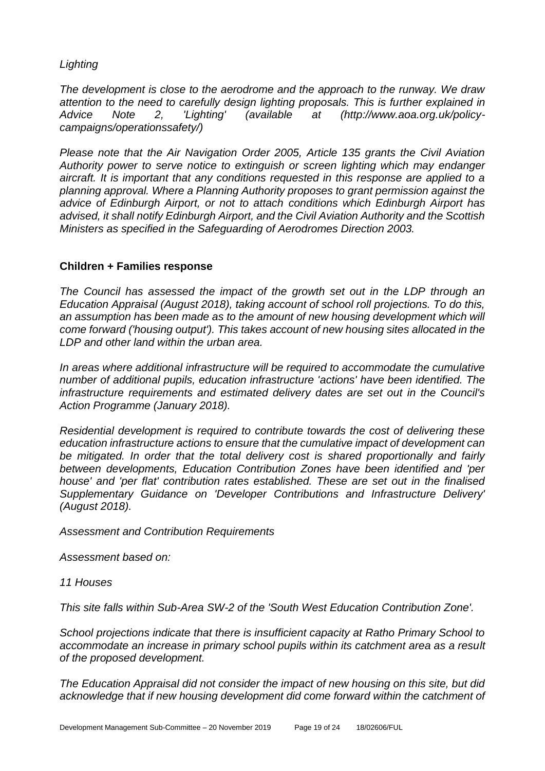*Lighting*

*The development is close to the aerodrome and the approach to the runway. We draw attention to the need to carefully design lighting proposals. This is further explained in Advice Note 2, 'Lighting' (available at (http://www.aoa.org.uk/policy-campaigns/operationssafety/)*

*Please note that the Air Navigation Order 2005, Article 135 grants the Civil Aviation Authority power to serve notice to extinguish or screen lighting which may endanger aircraft. It is important that any conditions requested in this response are applied to a planning approval. Where a Planning Authority proposes to grant permission against the advice of Edinburgh Airport, or not to attach conditions which Edinburgh Airport has advised, it shall notify Edinburgh Airport, and the Civil Aviation Authority and the Scottish Ministers as specified in the Safeguarding of Aerodromes Direction 2003.*

**Children + Families response**

*The Council has assessed the impact of the growth set out in the LDP through an Education Appraisal (August 2018), taking account of school roll projections. To do this, an assumption has been made as to the amount of new housing development which will come forward ('housing output'). This takes account of new housing sites allocated in the LDP and other land within the urban area.*

*In areas where additional infrastructure will be required to accommodate the cumulative number of additional pupils, education infrastructure 'actions' have been identified. The infrastructure requirements and estimated delivery dates are set out in the Council's Action Programme (January 2018).*

*Residential development is required to contribute towards the cost of delivering these education infrastructure actions to ensure that the cumulative impact of development can be mitigated. In order that the total delivery cost is shared proportionally and fairly between developments, Education Contribution Zones have been identified and 'per house' and 'per flat' contribution rates established. These are set out in the finalised Supplementary Guidance on 'Developer Contributions and Infrastructure Delivery' (August 2018).*

*Assessment and Contribution Requirements*

*Assessment based on:*

*11 Houses*

*This site falls within Sub-Area SW-2 of the 'South West Education Contribution Zone'.*

*School projections indicate that there is insufficient capacity at Ratho Primary School to accommodate an increase in primary school pupils within its catchment area as a result of the proposed development.*

*The Education Appraisal did not consider the impact of new housing on this site, but did acknowledge that if new housing development did come forward within the catchment of*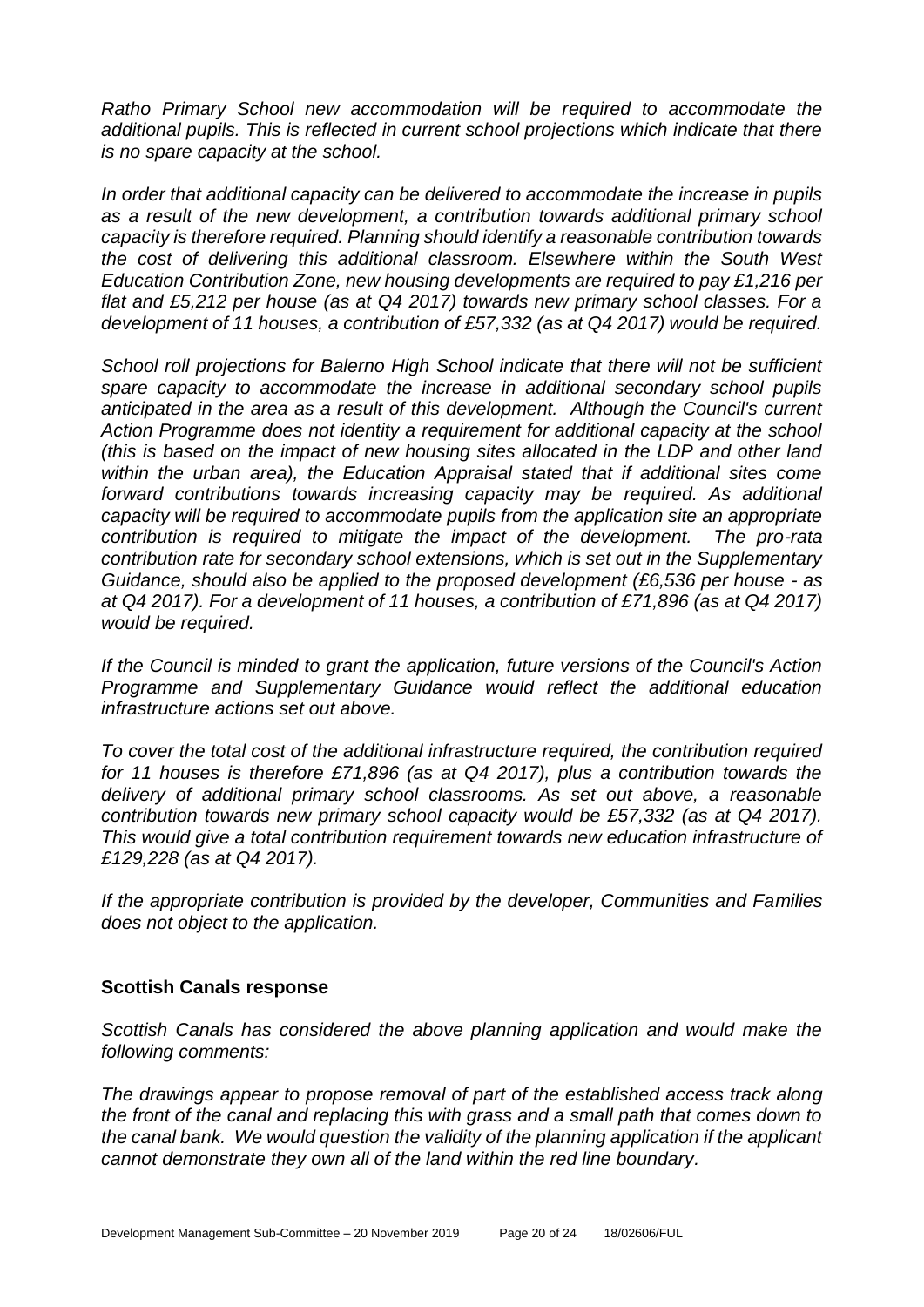*Ratho Primary School new accommodation will be required to accommodate the additional pupils. This is reflected in current school projections which indicate that there is no spare capacity at the school.*

*In order that additional capacity can be delivered to accommodate the increase in pupils as a result of the new development, a contribution towards additional primary school capacity is therefore required. Planning should identify a reasonable contribution towards the cost of delivering this additional classroom. Elsewhere within the South West Education Contribution Zone, new housing developments are required to pay £1,216 per flat and £5,212 per house (as at Q4 2017) towards new primary school classes. For a development of 11 houses, a contribution of £57,332 (as at Q4 2017) would be required.*

*School roll projections for Balerno High School indicate that there will not be sufficient spare capacity to accommodate the increase in additional secondary school pupils anticipated in the area as a result of this development. Although the Council's current Action Programme does not identity a requirement for additional capacity at the school (this is based on the impact of new housing sites allocated in the LDP and other land within the urban area), the Education Appraisal stated that if additional sites come forward contributions towards increasing capacity may be required. As additional capacity will be required to accommodate pupils from the application site an appropriate contribution is required to mitigate the impact of the development. The pro-rata contribution rate for secondary school extensions, which is set out in the Supplementary Guidance, should also be applied to the proposed development (£6,536 per house - as at Q4 2017). For a development of 11 houses, a contribution of £71,896 (as at Q4 2017) would be required.*

*If the Council is minded to grant the application, future versions of the Council's Action Programme and Supplementary Guidance would reflect the additional education infrastructure actions set out above.*

*To cover the total cost of the additional infrastructure required, the contribution required for 11 houses is therefore £71,896 (as at Q4 2017), plus a contribution towards the delivery of additional primary school classrooms. As set out above, a reasonable contribution towards new primary school capacity would be £57,332 (as at Q4 2017). This would give a total contribution requirement towards new education infrastructure of £129,228 (as at Q4 2017).*

*If the appropriate contribution is provided by the developer, Communities and Families does not object to the application.*

**Scottish Canals response**

*Scottish Canals has considered the above planning application and would make the following comments:*

*The drawings appear to propose removal of part of the established access track along the front of the canal and replacing this with grass and a small path that comes down to the canal bank. We would question the validity of the planning application if the applicant cannot demonstrate they own all of the land within the red line boundary.*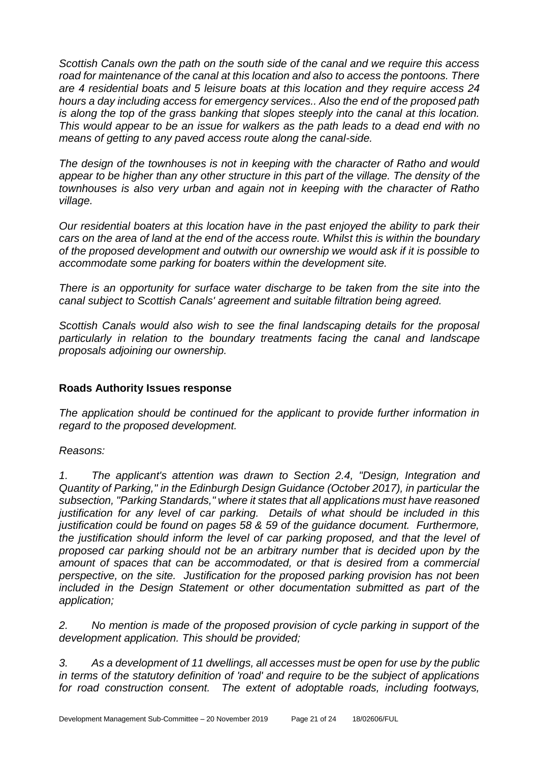*Scottish Canals own the path on the south side of the canal and we require this access road for maintenance of the canal at this location and also to access the pontoons. There are 4 residential boats and 5 leisure boats at this location and they require access 24 hours a day including access for emergency services.. Also the end of the proposed path is along the top of the grass banking that slopes steeply into the canal at this location. This would appear to be an issue for walkers as the path leads to a dead end with no means of getting to any paved access route along the canal-side.*

*The design of the townhouses is not in keeping with the character of Ratho and would appear to be higher than any other structure in this part of the village. The density of the townhouses is also very urban and again not in keeping with the character of Ratho village.*

*Our residential boaters at this location have in the past enjoyed the ability to park their cars on the area of land at the end of the access route. Whilst this is within the boundary of the proposed development and outwith our ownership we would ask if it is possible to accommodate some parking for boaters within the development site.*

*There is an opportunity for surface water discharge to be taken from the site into the canal subject to Scottish Canals' agreement and suitable filtration being agreed.*

*Scottish Canals would also wish to see the final landscaping details for the proposal particularly in relation to the boundary treatments facing the canal and landscape proposals adjoining our ownership.*

## Roads Authority Issues response

*The application should be continued for the applicant to provide further information in regard to the proposed development.*

*Reasons:*

*1. The applicant's attention was drawn to Section 2.4, "Design, Integration and Quantity of Parking," in the Edinburgh Design Guidance (October 2017), in particular the subsection, "Parking Standards," where it states that all applications must have reasoned justification for any level of car parking. Details of what should be included in this justification could be found on pages 58 & 59 of the guidance document. Furthermore, the justification should inform the level of car parking proposed, and that the level of proposed car parking should not be an arbitrary number that is decided upon by the amount of spaces that can be accommodated, or that is desired from a commercial perspective, on the site. Justification for the proposed parking provision has not been included in the Design Statement or other documentation submitted as part of the application;*

*2. No mention is made of the proposed provision of cycle parking in support of the development application. This should be provided;*

*3. As a development of 11 dwellings, all accesses must be open for use by the public in terms of the statutory definition of 'road' and require to be the subject of applications for road construction consent. The extent of adoptable roads, including footways,*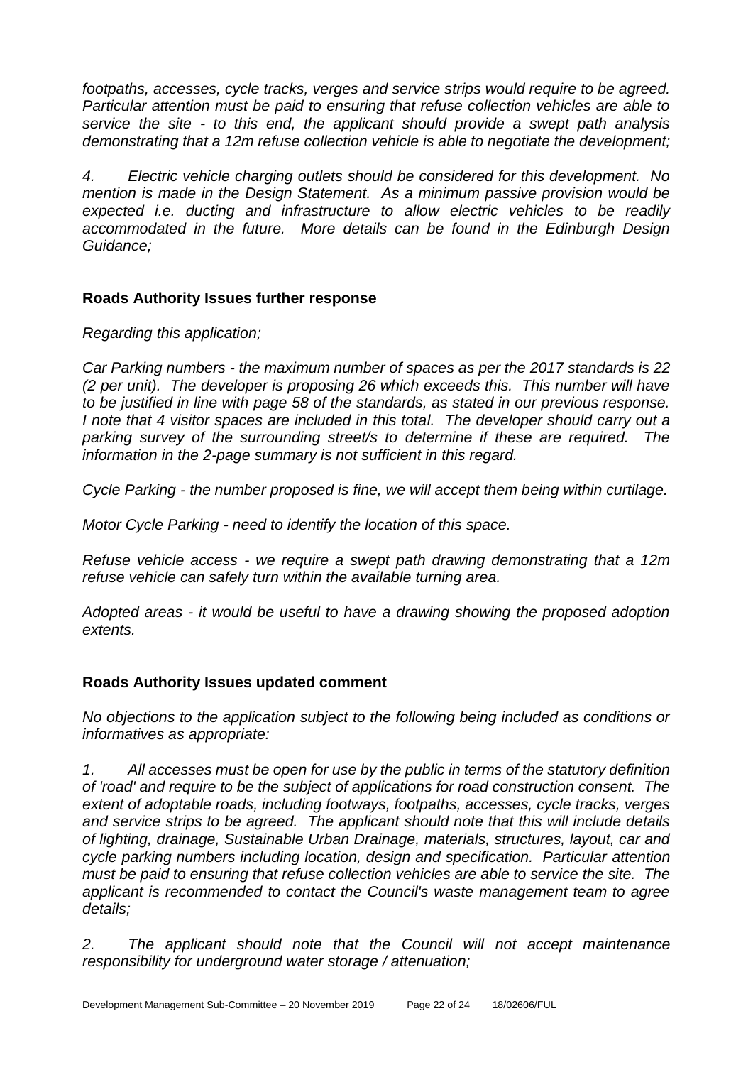*footpaths, accesses, cycle tracks, verges and service strips would require to be agreed. Particular attention must be paid to ensuring that refuse collection vehicles are able to service the site - to this end, the applicant should provide a swept path analysis demonstrating that a 12m refuse collection vehicle is able to negotiate the development;*

*4. Electric vehicle charging outlets should be considered for this development. No mention is made in the Design Statement. As a minimum passive provision would be expected i.e. ducting and infrastructure to allow electric vehicles to be readily accommodated in the future. More details can be found in the Edinburgh Design Guidance;*

**Roads Authority Issues further response**

*Regarding this application;*

*Car Parking numbers - the maximum number of spaces as per the 2017 standards is 22 (2 per unit). The developer is proposing 26 which exceeds this. This number will have to be justified in line with page 58 of the standards, as stated in our previous response. I note that 4 visitor spaces are included in this total. The developer should carry out a parking survey of the surrounding street/s to determine if these are required. The information in the 2-page summary is not sufficient in this regard.*

*Cycle Parking - the number proposed is fine, we will accept them being within curtilage.*

*Motor Cycle Parking - need to identify the location of this space.*

*Refuse vehicle access - we require a swept path drawing demonstrating that a 12m refuse vehicle can safely turn within the available turning area.*

*Adopted areas - it would be useful to have a drawing showing the proposed adoption extents.*

**Roads Authority Issues updated comment**

*No objections to the application subject to the following being included as conditions or informatives as appropriate:*

*1. All accesses must be open for use by the public in terms of the statutory definition of 'road' and require to be the subject of applications for road construction consent. The extent of adoptable roads, including footways, footpaths, accesses, cycle tracks, verges and service strips to be agreed. The applicant should note that this will include details of lighting, drainage, Sustainable Urban Drainage, materials, structures, layout, car and cycle parking numbers including location, design and specification. Particular attention must be paid to ensuring that refuse collection vehicles are able to service the site. The applicant is recommended to contact the Council's waste management team to agree details;*

*2. The applicant should note that the Council will not accept maintenance responsibility for underground water storage / attenuation;*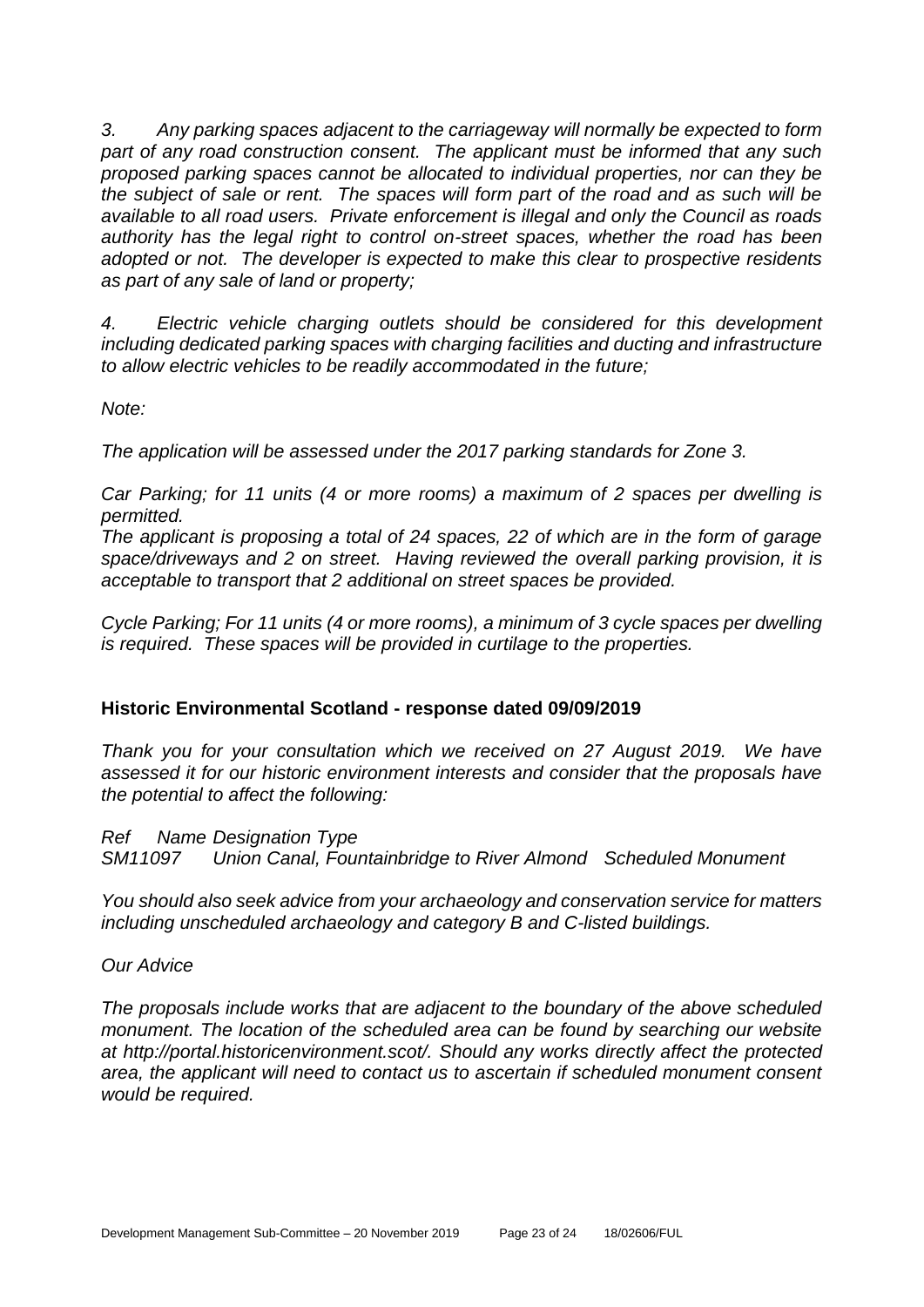*3. Any parking spaces adjacent to the carriageway will normally be expected to form part of any road construction consent. The applicant must be informed that any such proposed parking spaces cannot be allocated to individual properties, nor can they be the subject of sale or rent. The spaces will form part of the road and as such will be available to all road users. Private enforcement is illegal and only the Council as roads authority has the legal right to control on-street spaces, whether the road has been adopted or not. The developer is expected to make this clear to prospective residents as part of any sale of land or property;*

*4. Electric vehicle charging outlets should be considered for this development including dedicated parking spaces with charging facilities and ducting and infrastructure to allow electric vehicles to be readily accommodated in the future;*

*Note:*

*The application will be assessed under the 2017 parking standards for Zone 3.*

*Car Parking; for 11 units (4 or more rooms) a maximum of 2 spaces per dwelling is permitted.*
*The applicant is proposing a total of 24 spaces, 22 of which are in the form of garage space/driveways and 2 on street. Having reviewed the overall parking provision, it is acceptable to transport that 2 additional on street spaces be provided.*

*Cycle Parking; For 11 units (4 or more rooms), a minimum of 3 cycle spaces per dwelling is required. These spaces will be provided in curtilage to the properties.*

**Historic Environmental Scotland - response dated 09/09/2019**

*Thank you for your consultation which we received on 27 August 2019. We have assessed it for our historic environment interests and consider that the proposals have the potential to affect the following:*

*Ref Name Designation Type*
*SM11097 Union Canal, Fountainbridge to River Almond Scheduled Monument*

*You should also seek advice from your archaeology and conservation service for matters including unscheduled archaeology and category B and C-listed buildings.*

*Our Advice*

*The proposals include works that are adjacent to the boundary of the above scheduled monument. The location of the scheduled area can be found by searching our website at http://portal.historicenvironment.scot/. Should any works directly affect the protected area, the applicant will need to contact us to ascertain if scheduled monument consent would be required.*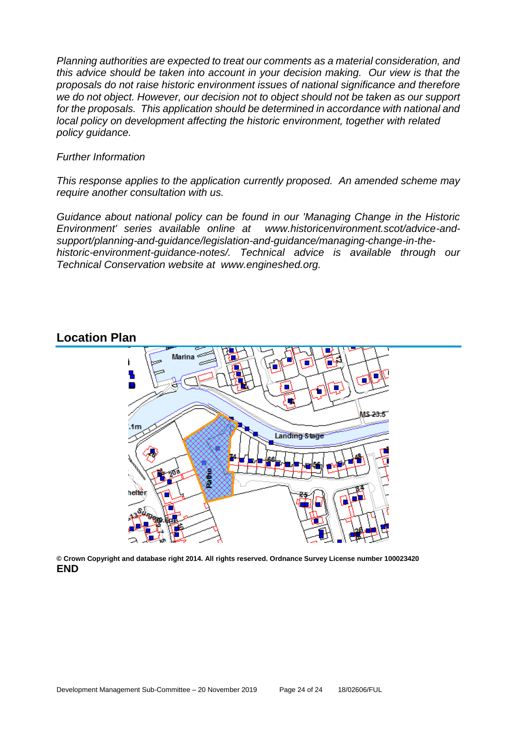*Planning authorities are expected to treat our comments as a material consideration, and this advice should be taken into account in your decision making. Our view is that the proposals do not raise historic environment issues of national significance and therefore we do not object. However, our decision not to object should not be taken as our support for the proposals. This application should be determined in accordance with national and local policy on development affecting the historic environment, together with related policy guidance.*

*Further Information*

*This response applies to the application currently proposed. An amended scheme may require another consultation with us.*

*Guidance about national policy can be found in our 'Managing Change in the Historic Environment' series available online at www.historicenvironment.scot/advice-and-support/planning-and-guidance/legislation-and-guidance/managing-change-in-the-historic-environment-guidance-notes/. Technical advice is available through our Technical Conservation website at www.engineshed.org.*

## Location Plan

Marina

MS 23.5

Landing Stage

Ratho

**© Crown Copyright and database right 2014. All rights reserved. Ordnance Survey License number 100023420**

**END**